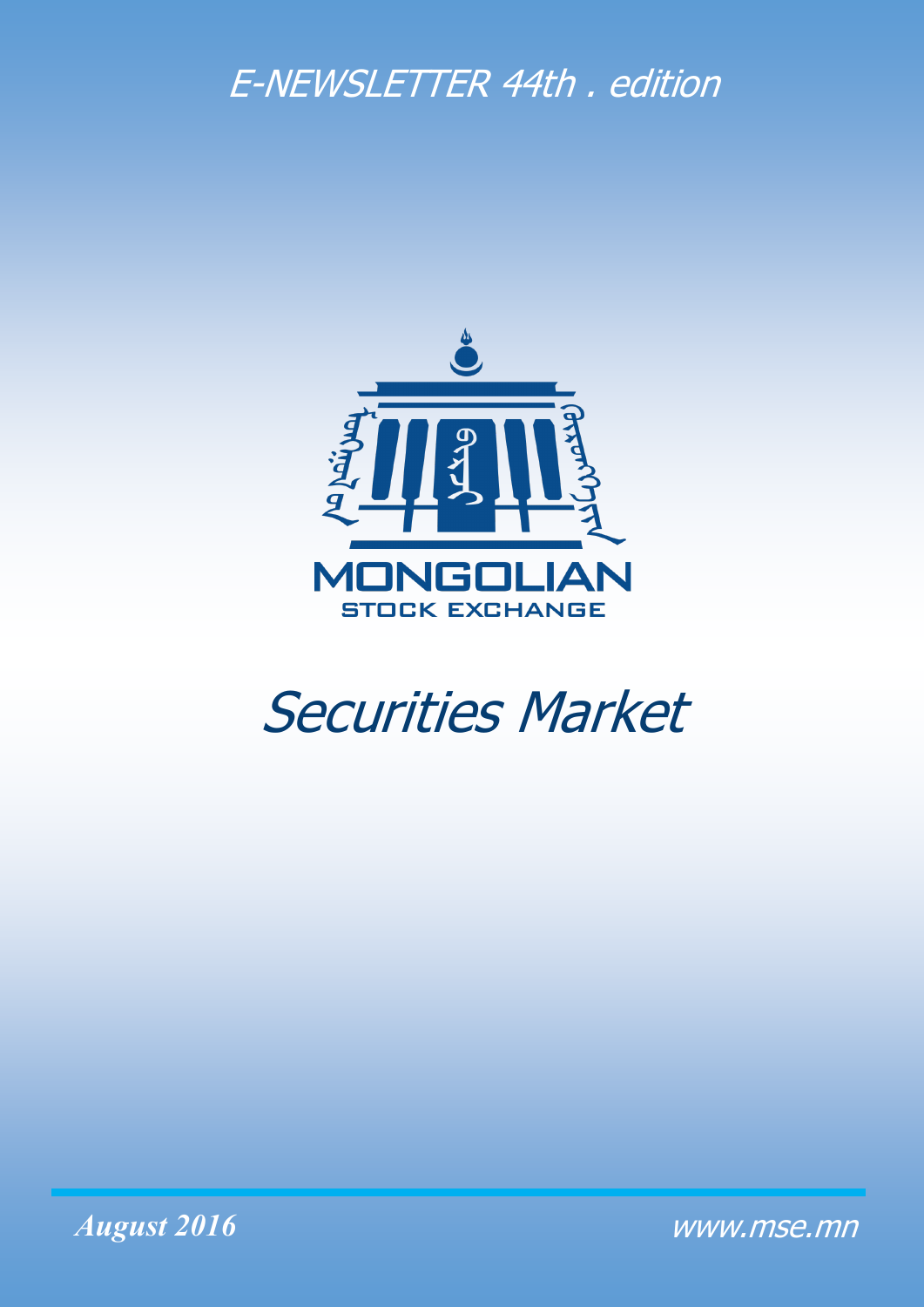# E-NEWSLETTER 44th . edition

MONGOLIAN
STOCK EXCHANGE

## *Securities Market*

***August 2016***

*www.mse.mn*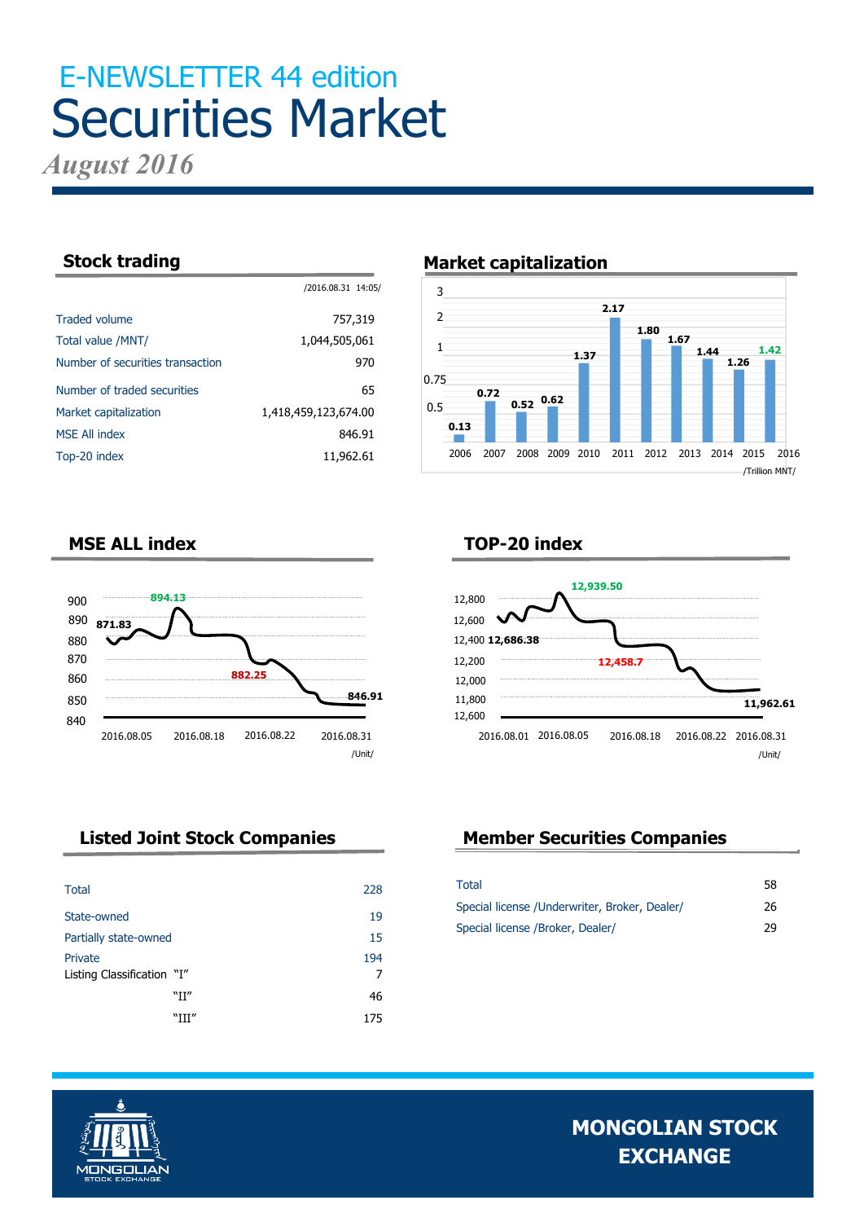# E-NEWSLETTER 44 edition

# Securities Market

*August 2016*

## Stock trading

/2016.08.31 14:05/

| | |
|---|---|
| Traded volume | 757,319 |
| Total value /MNT/ | 1,044,505,061 |
| Number of securities transaction | 970 |
| Number of traded securities | 65 |
| Market capitalization | 1,418,459,123,674.00 |
| MSE All index | 846.91 |
| Top-20 index | 11,962.61 |

## Market capitalization

| Year | 2006 | 2007 | 2008 | 2009 | 2010 | 2011 | 2012 | 2013 | 2014 | 2015 | 2016 |
|---|---|---|---|---|---|---|---|---|---|---|---|
| Value | 0.13 | 0.72 | 0.52 | 0.62 | 1.37 | 2.17 | 1.80 | 1.67 | 1.44 | 1.26 | 1.42 |

/Trillion MNT/

## MSE ALL index

871.83 · 894.13 · 882.25 · 846.91

2016.08.05 · 2016.08.18 · 2016.08.22 · 2016.08.31

/Unit/

## TOP-20 index

12,686.38 · 12,939.50 · 12,458.7 · 11,962.61

2016.08.01 · 2016.08.05 · 2016.08.18 · 2016.08.22 · 2016.08.31

/Unit/

## Listed Joint Stock Companies

| | |
|---|---|
| Total | 228 |
| State-owned | 19 |
| Partially state-owned | 15 |
| Private | 194 |
| Listing Classification "I" | 7 |
| "II" | 46 |
| "III" | 175 |

## Member Securities Companies

| | |
|---|---|
| Total | 58 |
| Special license /Underwriter, Broker, Dealer/ | 26 |
| Special license /Broker, Dealer/ | 29 |

MONGOLIAN STOCK EXCHANGE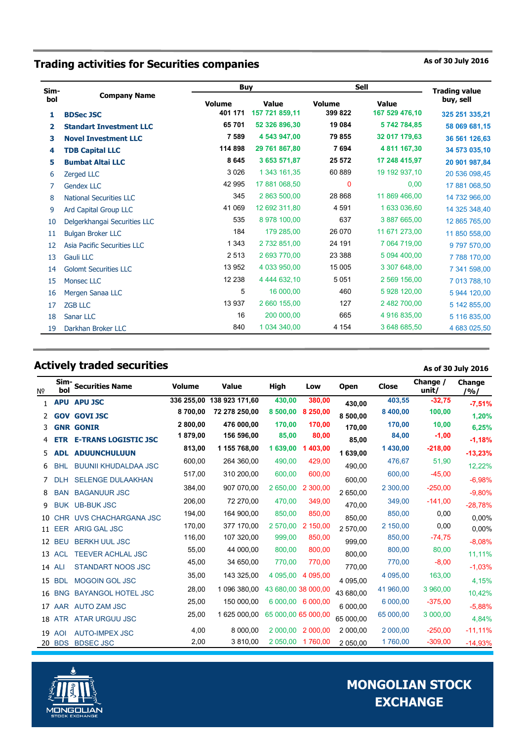## Trading activities for Securities companies

As of 30 July 2016

| Simbol | Company Name | Buy | | Sell | | Trading value buy, sell |
|---|---|---|---|---|---|---|
| | | Volume | Value | Volume | Value | |
| 1 | **BDSec JSC** | 401 171 | 157 721 859,11 | 399 822 | 167 529 476,10 | 325 251 335,21 |
| 2 | **Standart Investment LLC** | 65 701 | 52 326 896,30 | 19 084 | 5 742 784,85 | 58 069 681,15 |
| 3 | **Novel Investment LLC** | 7 589 | 4 543 947,00 | 79 855 | 32 017 179,63 | 36 561 126,63 |
| 4 | **TDB Capital LLC** | 114 898 | 29 761 867,80 | 7 694 | 4 811 167,30 | 34 573 035,10 |
| 5 | **Bumbat Altai LLC** | 8 645 | 3 653 571,87 | 25 572 | 17 248 415,97 | 20 901 987,84 |
| 6 | Zerged LLC | 3 026 | 1 343 161,35 | 60 889 | 19 192 937,10 | 20 536 098,45 |
| 7 | Gendex LLC | 42 995 | 17 881 068,50 | 0 | 0,00 | 17 881 068,50 |
| 8 | National Securities LLC | 345 | 2 863 500,00 | 28 868 | 11 869 466,00 | 14 732 966,00 |
| 9 | Ard Capital Group LLC | 41 069 | 12 692 311,80 | 4 591 | 1 633 036,60 | 14 325 348,40 |
| 10 | Delgerkhangai Securities LLC | 535 | 8 978 100,00 | 637 | 3 887 665,00 | 12 865 765,00 |
| 11 | Bulgan Broker LLC | 184 | 179 285,00 | 26 070 | 11 671 273,00 | 11 850 558,00 |
| 12 | Asia Pacific Securities LLC | 1 343 | 2 732 851,00 | 24 191 | 7 064 719,00 | 9 797 570,00 |
| 13 | Gauli LLC | 2 513 | 2 693 770,00 | 23 388 | 5 094 400,00 | 7 788 170,00 |
| 14 | Golomt Securities LLC | 13 952 | 4 033 950,00 | 15 005 | 3 307 648,00 | 7 341 598,00 |
| 15 | Monsec LLC | 12 238 | 4 444 632,10 | 5 051 | 2 569 156,00 | 7 013 788,10 |
| 16 | Mergen Sanaa LLC | 5 | 16 000,00 | 460 | 5 928 120,00 | 5 944 120,00 |
| 17 | ZGB LLC | 13 937 | 2 660 155,00 | 127 | 2 482 700,00 | 5 142 855,00 |
| 18 | Sanar LLC | 16 | 200 000,00 | 665 | 4 916 835,00 | 5 116 835,00 |
| 19 | Darkhan Broker LLC | 840 | 1 034 340,00 | 4 154 | 3 648 685,50 | 4 683 025,50 |

## Actively traded securities

As of 30 July 2016

| № | Simbol | Securities Name | Volume | Value | High | Low | Open | Close | Change / unit/ | Change /%/ |
|---|---|---|---|---|---|---|---|---|---|---|
| 1 | **APU** | **APU JSC** | 336 255,00 | 138 923 171,60 | 430,00 | 380,00 | 430,00 | 403,55 | -32,75 | -7,51% |
| 2 | **GOV** | **GOVI JSC** | 8 700,00 | 72 278 250,00 | 8 500,00 | 8 250,00 | 8 500,00 | 8 400,00 | 100,00 | 1,20% |
| 3 | **GNR** | **GONIR** | 2 800,00 | 476 000,00 | 170,00 | 170,00 | 170,00 | 170,00 | 10,00 | 6,25% |
| 4 | **ETR** | **E-TRANS LOGISTIC JSC** | 1 879,00 | 156 596,00 | 85,00 | 80,00 | 85,00 | 84,00 | -1,00 | -1,18% |
| 5 | **ADL** | **ADUUNCHULUUN** | 813,00 | 1 155 768,00 | 1 639,00 | 1 403,00 | 1 639,00 | 1 430,00 | -218,00 | -13,23% |
| 6 | BHL | BUUNII KHUDALDAA JSC | 600,00 | 264 360,00 | 490,00 | 429,00 | 490,00 | 476,67 | 51,90 | 12,22% |
| 7 | DLH | SELENGE DULAAKHAN | 517,00 | 310 200,00 | 600,00 | 600,00 | 600,00 | 600,00 | -45,00 | -6,98% |
| 8 | BAN | BAGANUUR JSC | 384,00 | 907 070,00 | 2 650,00 | 2 300,00 | 2 650,00 | 2 300,00 | -250,00 | -9,80% |
| 9 | BUK | UB-BUK JSC | 206,00 | 72 270,00 | 470,00 | 349,00 | 470,00 | 349,00 | -141,00 | -28,78% |
| 10 | CHR | UVS CHACHARGANA JSC | 194,00 | 164 900,00 | 850,00 | 850,00 | 850,00 | 850,00 | 0,00 | 0,00% |
| 11 | EER | ARIG GAL JSC | 170,00 | 377 170,00 | 2 570,00 | 2 150,00 | 2 570,00 | 2 150,00 | 0,00 | 0,00% |
| 12 | BEU | BERKH UUL JSC | 116,00 | 107 320,00 | 999,00 | 850,00 | 999,00 | 850,00 | -74,75 | -8,08% |
| 13 | ACL | TEEVER ACHLAL JSC | 55,00 | 44 000,00 | 800,00 | 800,00 | 800,00 | 800,00 | 80,00 | 11,11% |
| 14 | ALI | STANDART NOOS JSC | 45,00 | 34 650,00 | 770,00 | 770,00 | 770,00 | 770,00 | -8,00 | -1,03% |
| 15 | BDL | MOGOIN GOL JSC | 35,00 | 143 325,00 | 4 095,00 | 4 095,00 | 4 095,00 | 4 095,00 | 163,00 | 4,15% |
| 16 | BNG | BAYANGOL HOTEL JSC | 28,00 | 1 096 380,00 | 43 680,00 | 38 000,00 | 43 680,00 | 41 960,00 | 3 960,00 | 10,42% |
| 17 | AAR | AUTO ZAM JSC | 25,00 | 150 000,00 | 6 000,00 | 6 000,00 | 6 000,00 | 6 000,00 | -375,00 | -5,88% |
| 18 | ATR | ATAR URGUU JSC | 25,00 | 1 625 000,00 | 65 000,00 | 65 000,00 | 65 000,00 | 65 000,00 | 3 000,00 | 4,84% |
| 19 | AOI | AUTO-IMPEX JSC | 4,00 | 8 000,00 | 2 000,00 | 2 000,00 | 2 000,00 | 2 000,00 | -250,00 | -11,11% |
| 20 | BDS | BDSEC JSC | 2,00 | 3 810,00 | 2 050,00 | 1 760,00 | 2 050,00 | 1 760,00 | -309,00 | -14,93% |

MONGOLIAN STOCK EXCHANGE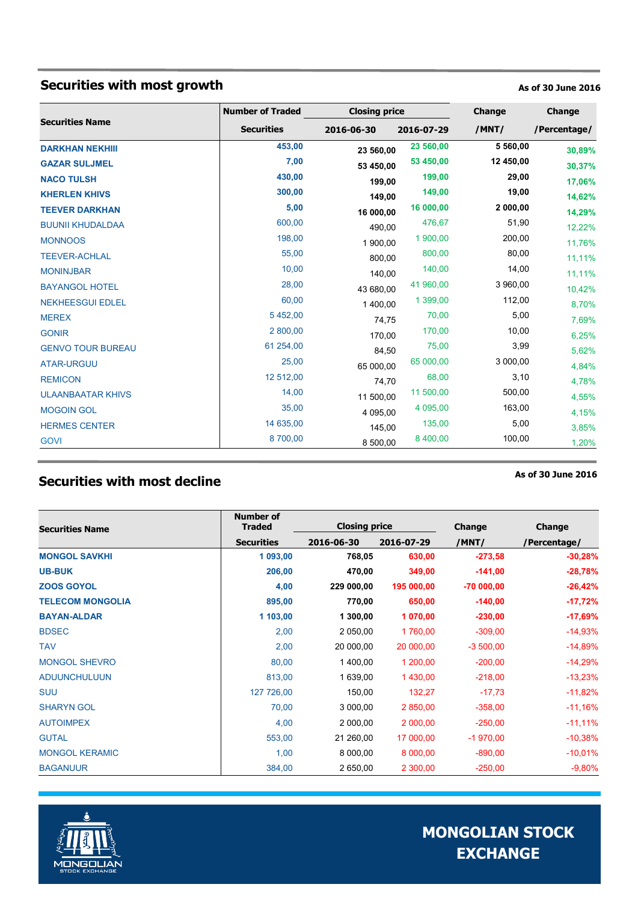## Securities with most growth

**As of 30 June 2016**

| Securities Name | Number of Traded Securities | Closing price 2016-06-30 | Closing price 2016-07-29 | Change /MNT/ | Change /Percentage/ |
|---|---|---|---|---|---|
| **DARKHAN NEKHIII** | **453,00** | **23 560,00** | **23 560,00** | **5 560,00** | **30,89%** |
| **GAZAR SULJMEL** | **7,00** | **53 450,00** | **53 450,00** | **12 450,00** | **30,37%** |
| **NACO TULSH** | **430,00** | **199,00** | **199,00** | **29,00** | **17,06%** |
| **KHERLEN KHIVS** | **300,00** | **149,00** | **149,00** | **19,00** | **14,62%** |
| **TEEVER DARKHAN** | **5,00** | **16 000,00** | **16 000,00** | **2 000,00** | **14,29%** |
| BUUNII KHUDALDAA | 600,00 | 490,00 | 476,67 | 51,90 | 12,22% |
| MONNOOS | 198,00 | 1 900,00 | 1 900,00 | 200,00 | 11,76% |
| TEEVER-ACHLAL | 55,00 | 800,00 | 800,00 | 80,00 | 11,11% |
| MONINJBAR | 10,00 | 140,00 | 140,00 | 14,00 | 11,11% |
| BAYANGOL HOTEL | 28,00 | 43 680,00 | 41 960,00 | 3 960,00 | 10,42% |
| NEKHEESGUI EDLEL | 60,00 | 1 400,00 | 1 399,00 | 112,00 | 8,70% |
| MEREX | 5 452,00 | 74,75 | 70,00 | 5,00 | 7,69% |
| GONIR | 2 800,00 | 170,00 | 170,00 | 10,00 | 6,25% |
| GENVO TOUR BUREAU | 61 254,00 | 84,50 | 75,00 | 3,99 | 5,62% |
| ATAR-URGUU | 25,00 | 65 000,00 | 65 000,00 | 3 000,00 | 4,84% |
| REMICON | 12 512,00 | 74,70 | 68,00 | 3,10 | 4,78% |
| ULAANBAATAR KHIVS | 14,00 | 11 500,00 | 11 500,00 | 500,00 | 4,55% |
| MOGOIN GOL | 35,00 | 4 095,00 | 4 095,00 | 163,00 | 4,15% |
| HERMES CENTER | 14 635,00 | 145,00 | 135,00 | 5,00 | 3,85% |
| GOVI | 8 700,00 | 8 500,00 | 8 400,00 | 100,00 | 1,20% |

## Securities with most decline

**As of 30 June 2016**

| Securities Name | Number of Traded Securities | Closing price 2016-06-30 | Closing price 2016-07-29 | Change /MNT/ | Change /Percentage/ |
|---|---|---|---|---|---|
| **MONGOL SAVKHI** | **1 093,00** | **768,05** | **630,00** | **-273,58** | **-30,28%** |
| **UB-BUK** | **206,00** | **470,00** | **349,00** | **-141,00** | **-28,78%** |
| **ZOOS GOYOL** | **4,00** | **229 000,00** | **195 000,00** | **-70 000,00** | **-26,42%** |
| **TELECOM MONGOLIA** | **895,00** | **770,00** | **650,00** | **-140,00** | **-17,72%** |
| **BAYAN-ALDAR** | **1 103,00** | **1 300,00** | **1 070,00** | **-230,00** | **-17,69%** |
| BDSEC | 2,00 | 2 050,00 | 1 760,00 | -309,00 | -14,93% |
| TAV | 2,00 | 20 000,00 | 20 000,00 | -3 500,00 | -14,89% |
| MONGOL SHEVRO | 80,00 | 1 400,00 | 1 200,00 | -200,00 | -14,29% |
| ADUUNCHULUUN | 813,00 | 1 639,00 | 1 430,00 | -218,00 | -13,23% |
| SUU | 127 726,00 | 150,00 | 132,27 | -17,73 | -11,82% |
| SHARYN GOL | 70,00 | 3 000,00 | 2 850,00 | -358,00 | -11,16% |
| AUTOIMPEX | 4,00 | 2 000,00 | 2 000,00 | -250,00 | -11,11% |
| GUTAL | 553,00 | 21 260,00 | 17 000,00 | -1 970,00 | -10,38% |
| MONGOL KERAMIC | 1,00 | 8 000,00 | 8 000,00 | -890,00 | -10,01% |
| BAGANUUR | 384,00 | 2 650,00 | 2 300,00 | -250,00 | -9,80% |

MONGOLIAN STOCK EXCHANGE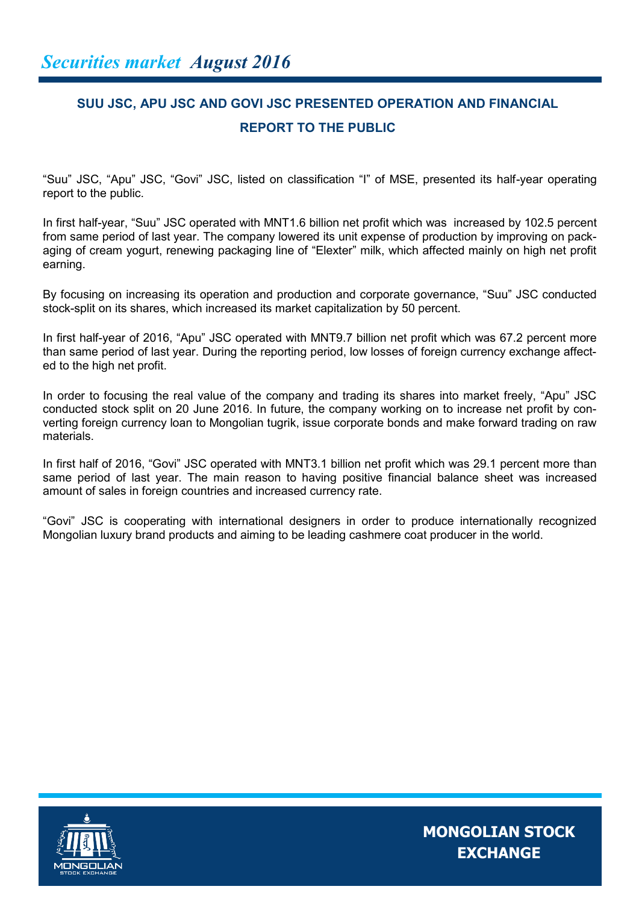## SUU JSC, APU JSC AND GOVI JSC PRESENTED OPERATION AND FINANCIAL REPORT TO THE PUBLIC

"Suu" JSC, "Apu" JSC, "Govi" JSC, listed on classification "I" of MSE, presented its half-year operating report to the public.

In first half-year, "Suu" JSC operated with MNT1.6 billion net profit which was increased by 102.5 percent from same period of last year. The company lowered its unit expense of production by improving on packaging of cream yogurt, renewing packaging line of "Elexter" milk, which affected mainly on high net profit earning.

By focusing on increasing its operation and production and corporate governance, "Suu" JSC conducted stock-split on its shares, which increased its market capitalization by 50 percent.

In first half-year of 2016, "Apu" JSC operated with MNT9.7 billion net profit which was 67.2 percent more than same period of last year. During the reporting period, low losses of foreign currency exchange affected to the high net profit.

In order to focusing the real value of the company and trading its shares into market freely, "Apu" JSC conducted stock split on 20 June 2016. In future, the company working on to increase net profit by converting foreign currency loan to Mongolian tugrik, issue corporate bonds and make forward trading on raw materials.

In first half of 2016, "Govi" JSC operated with MNT3.1 billion net profit which was 29.1 percent more than same period of last year. The main reason to having positive financial balance sheet was increased amount of sales in foreign countries and increased currency rate.

"Govi" JSC is cooperating with international designers in order to produce internationally recognized Mongolian luxury brand products and aiming to be leading cashmere coat producer in the world.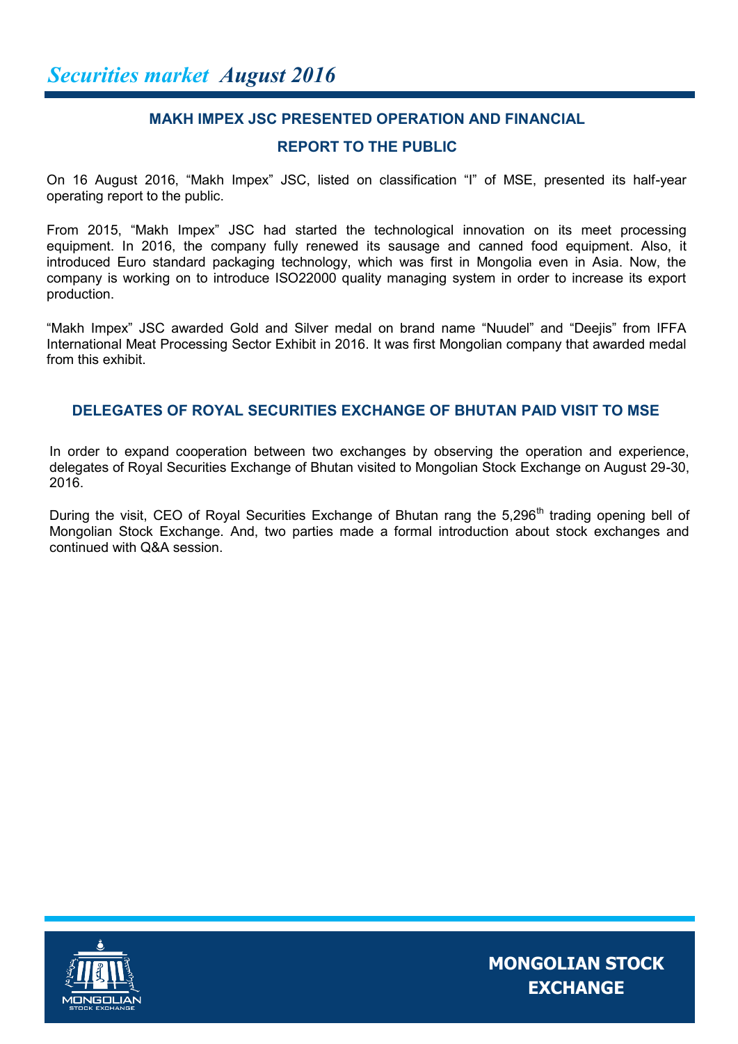## MAKH IMPEX JSC PRESENTED OPERATION AND FINANCIAL REPORT TO THE PUBLIC

On 16 August 2016, “Makh Impex” JSC, listed on classification “I” of MSE, presented its half-year operating report to the public.

From 2015, “Makh Impex” JSC had started the technological innovation on its meet processing equipment. In 2016, the company fully renewed its sausage and canned food equipment. Also, it introduced Euro standard packaging technology, which was first in Mongolia even in Asia. Now, the company is working on to introduce ISO22000 quality managing system in order to increase its export production.

“Makh Impex” JSC awarded Gold and Silver medal on brand name “Nuudel” and “Deejis” from IFFA International Meat Processing Sector Exhibit in 2016. It was first Mongolian company that awarded medal from this exhibit.

## DELEGATES OF ROYAL SECURITIES EXCHANGE OF BHUTAN PAID VISIT TO MSE

In order to expand cooperation between two exchanges by observing the operation and experience, delegates of Royal Securities Exchange of Bhutan visited to Mongolian Stock Exchange on August 29-30, 2016.

During the visit, CEO of Royal Securities Exchange of Bhutan rang the 5,296th trading opening bell of Mongolian Stock Exchange. And, two parties made a formal introduction about stock exchanges and continued with Q&A session.